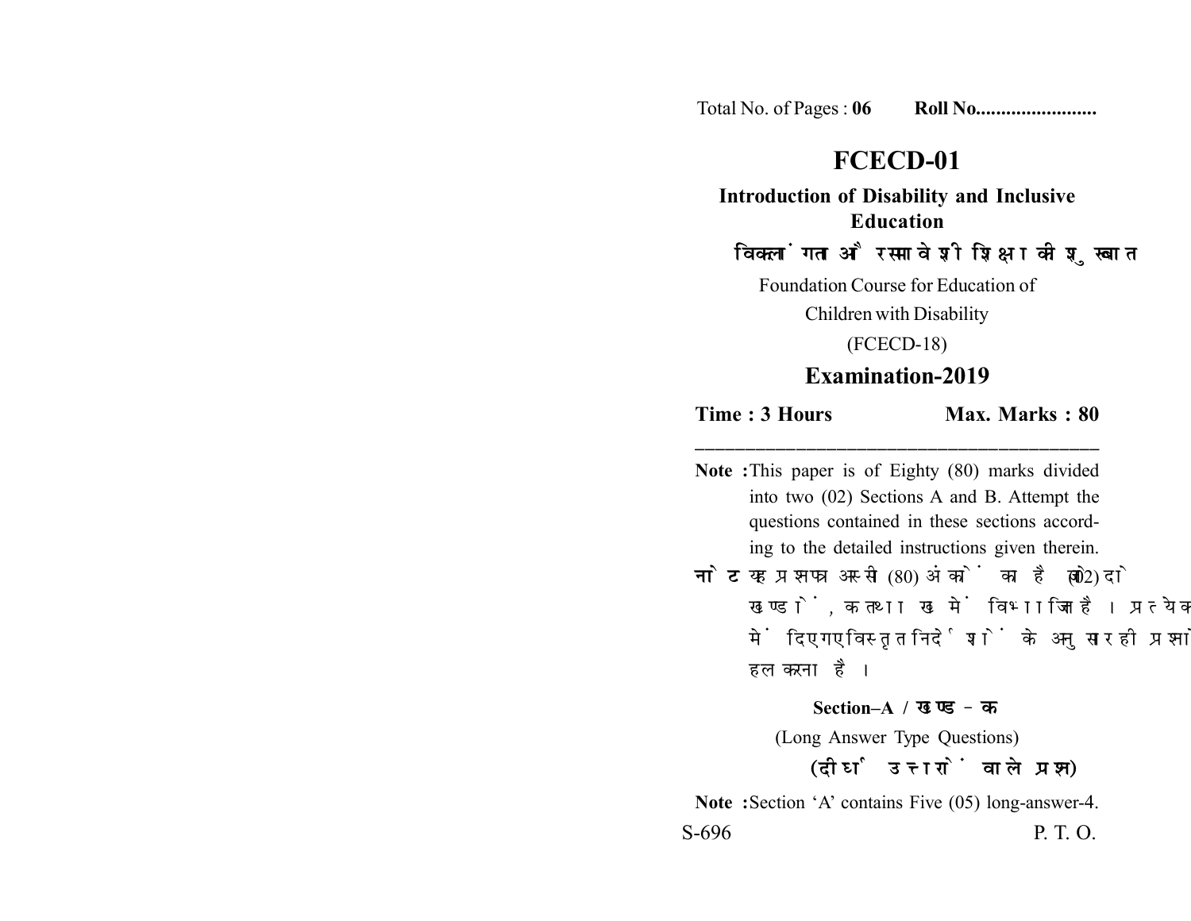Total No. of Pages : **06** **Roll No........................**

# FCECD-01

## Introduction of Disability and Inclusive Education

## विकलांगता और समावेशी शिक्षा की शुरुआत

Foundation Course for Education of Children with Disability

(FCECD-18)

## Examination-2019

**Time : 3 Hours** **Max. Marks : 80**

---

**Note :** This paper is of Eighty (80) marks divided into two (02) Sections A and B. Attempt the questions contained in these sections according to the detailed instructions given therein.

**नोट :** यह प्रश्नपत्र अस्सी (80) अंकों का है जो दो (02) खण्डों, क तथा ख में विभाजित है। प्रत्येक खण्ड में दिए गए विस्तृत निर्देशों के अनुसार ही प्रश्नों को हल करना है।

### Section–A / खण्ड–क

(Long Answer Type Questions)

**(दीर्घ उत्तरों वाले प्रश्न)**

**Note :** Section 'A' contains Five (05) long-answer-4.

S-696 P. T. O.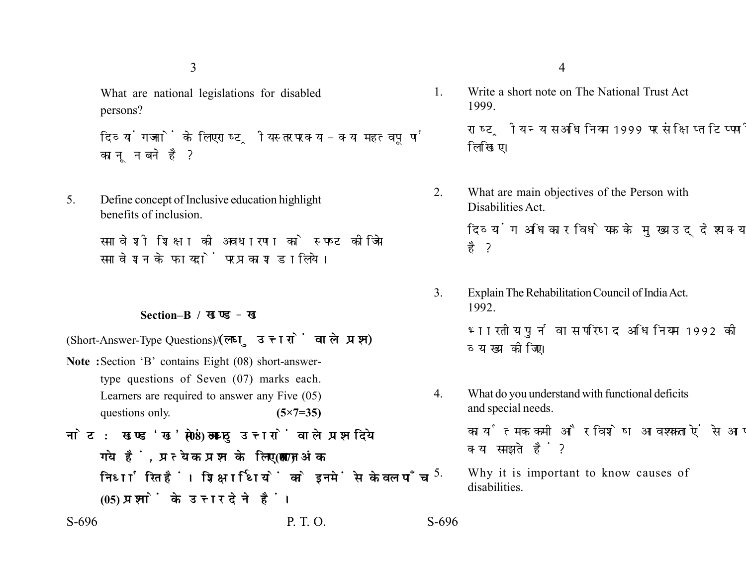What are national legislations for disabled persons?

दिव्यांगजनों के लिए राष्ट्रीय स्तर पर क्या-क्या महत्वपूर्ण कानून बने हैं?

5. Define concept of Inclusive education highlight benefits of inclusion.

समावेशी शिक्षा की अवधारणा को स्पष्ट कीजिये समावेशन के फायदों पर प्रकाश डालिये।

## Section–B / खण्ड–ख

(Short-Answer-Type Questions)/**(लघु उत्तरों वाले प्रश्न)**

**Note :** Section 'B' contains Eight (08) short-answer-type questions of Seven (07) marks each. Learners are required to answer any Five (05) questions only. **(5×7=35)**

**नोट :** खण्ड 'ख' में आठ (08) लघु उत्तरों वाले प्रश्न दिये गये हैं, प्रत्येक प्रश्न के लिए सात (07) अंक निर्धारित हैं। शिक्षार्थियों को इनमें से केवल पाँच (05) प्रश्नों के उत्तर देने हैं।

1. Write a short note on The National Trust Act 1999.

   राष्ट्रीय न्यास अधिनियम 1999 पर संक्षिप्त टिप्पणी लिखिए।

2. What are main objectives of the Person with Disabilities Act.

   दिव्यांग अधिकार विधेयक के मुख्य उद्देश्य क्या है?

3. Explain The Rehabilitation Council of India Act. 1992.

   भारतीय पुनर्वास परिषद अधिनियम 1992 की व्याख्या कीजिए।

4. What do you understand with functional deficits and special needs.

   कार्यात्मक कमी और विशेष आवश्यकताऐं से आप क्या समझते हैं?

5. Why it is important to know causes of disabilities.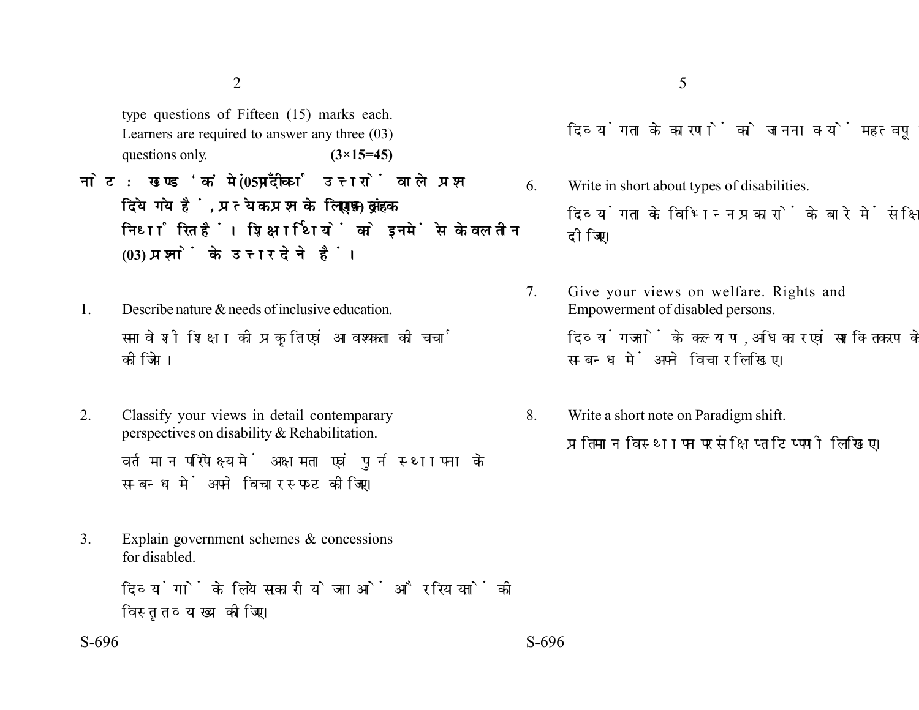type questions of Fifteen (15) marks each. Learners are required to answer any three (03) questions only. **(3×15=45)**

**नोट : खण्ड 'क' में (05) दीर्घ उत्तरों वाले प्रश्न दिये गये हैं, प्रत्येक प्रश्न के लिए पन्द्रह (15) अंक निर्धारित हैं। शिक्षार्थियों को इनमें से केवल तीन (03) प्रश्नों के उत्तर देने हैं।**

1. Describe nature & needs of inclusive education.

   समावेशी शिक्षा की प्रकृति एवं आवश्यकता की चर्चा कीजिए।

2. Classify your views in detail contemparary perspectives on disability & Rehabilitation.

   वर्तमान परिपेक्ष्य में अक्षमता एवं पुनर्स्थापना के सम्बन्ध में अपने विचार स्पष्ट कीजिए।

3. Explain government schemes & concessions for disabled.

   दिव्यांगों के लिये सरकारी योजनाओं और रियायतों की विस्तृत व्याख्या कीजिए।

दिव्यांगता के कारणों को जानना क्यों महत्वपू

6. Write in short about types of disabilities.

   दिव्यांगता के विभिन्न प्रकारों के बारे में संक्षि दीजिए।

7. Give your views on welfare. Rights and Empowerment of disabled persons.

   दिव्यांगजनों के कल्याण, अधिकार एवं सशक्तिकरण के सम्बन्ध में अपने विचार लिखिए।

8. Write a short note on Paradigm shift.

   प्रतिमान विस्थापन पर संक्षिप्त टिप्पणी लिखिए।